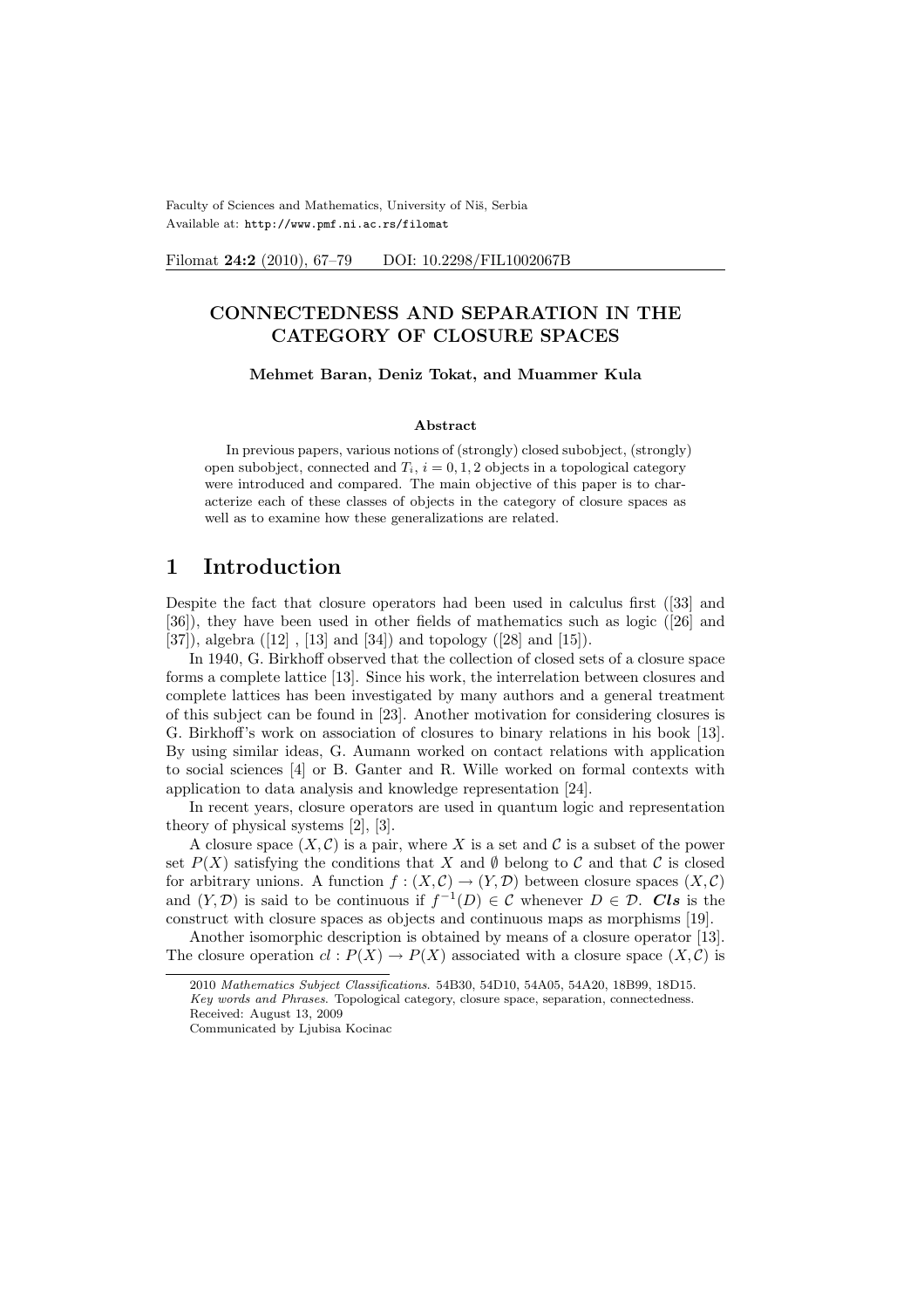Faculty of Sciences and Mathematics, University of Niš, Serbia
Available at: http://www.pmf.ni.ac.rs/filomat

Filomat **24:2** (2010), 67–79  DOI: 10.2298/FIL1002067B

# CONNECTEDNESS AND SEPARATION IN THE CATEGORY OF CLOSURE SPACES

**Mehmet Baran, Deniz Tokat, and Muammer Kula**

### Abstract

In previous papers, various notions of (strongly) closed subobject, (strongly) open subobject, connected and $T_i$, $i = 0, 1, 2$ objects in a topological category were introduced and compared. The main objective of this paper is to characterize each of these classes of objects in the category of closure spaces as well as to examine how these generalizations are related.

# 1 Introduction

Despite the fact that closure operators had been used in calculus first ([33] and [36]), they have been used in other fields of mathematics such as logic ([26] and [37]), algebra ([12] , [13] and [34]) and topology ([28] and [15]).

In 1940, G. Birkhoff observed that the collection of closed sets of a closure space forms a complete lattice [13]. Since his work, the interrelation between closures and complete lattices has been investigated by many authors and a general treatment of this subject can be found in [23]. Another motivation for considering closures is G. Birkhoff's work on association of closures to binary relations in his book [13]. By using similar ideas, G. Aumann worked on contact relations with application to social sciences [4] or B. Ganter and R. Wille worked on formal contexts with application to data analysis and knowledge representation [24].

In recent years, closure operators are used in quantum logic and representation theory of physical systems [2], [3].

A closure space $(X, \mathcal{C})$ is a pair, where $X$ is a set and $\mathcal{C}$ is a subset of the power set $P(X)$ satisfying the conditions that $X$ and $\emptyset$ belong to $\mathcal{C}$ and that $\mathcal{C}$ is closed for arbitrary unions. A function $f : (X, \mathcal{C}) \to (Y, \mathcal{D})$ between closure spaces $(X, \mathcal{C})$ and $(Y, \mathcal{D})$ is said to be continuous if $f^{-1}(D) \in \mathcal{C}$ whenever $D \in \mathcal{D}$. ***Cls*** is the construct with closure spaces as objects and continuous maps as morphisms [19].

Another isomorphic description is obtained by means of a closure operator [13]. The closure operation $cl : P(X) \to P(X)$ associated with a closure space $(X, \mathcal{C})$ is

---

2010 *Mathematics Subject Classifications*. 54B30, 54D10, 54A05, 54A20, 18B99, 18D15.
*Key words and Phrases*. Topological category, closure space, separation, connectedness.
Received: August 13, 2009
Communicated by Ljubisa Kocinac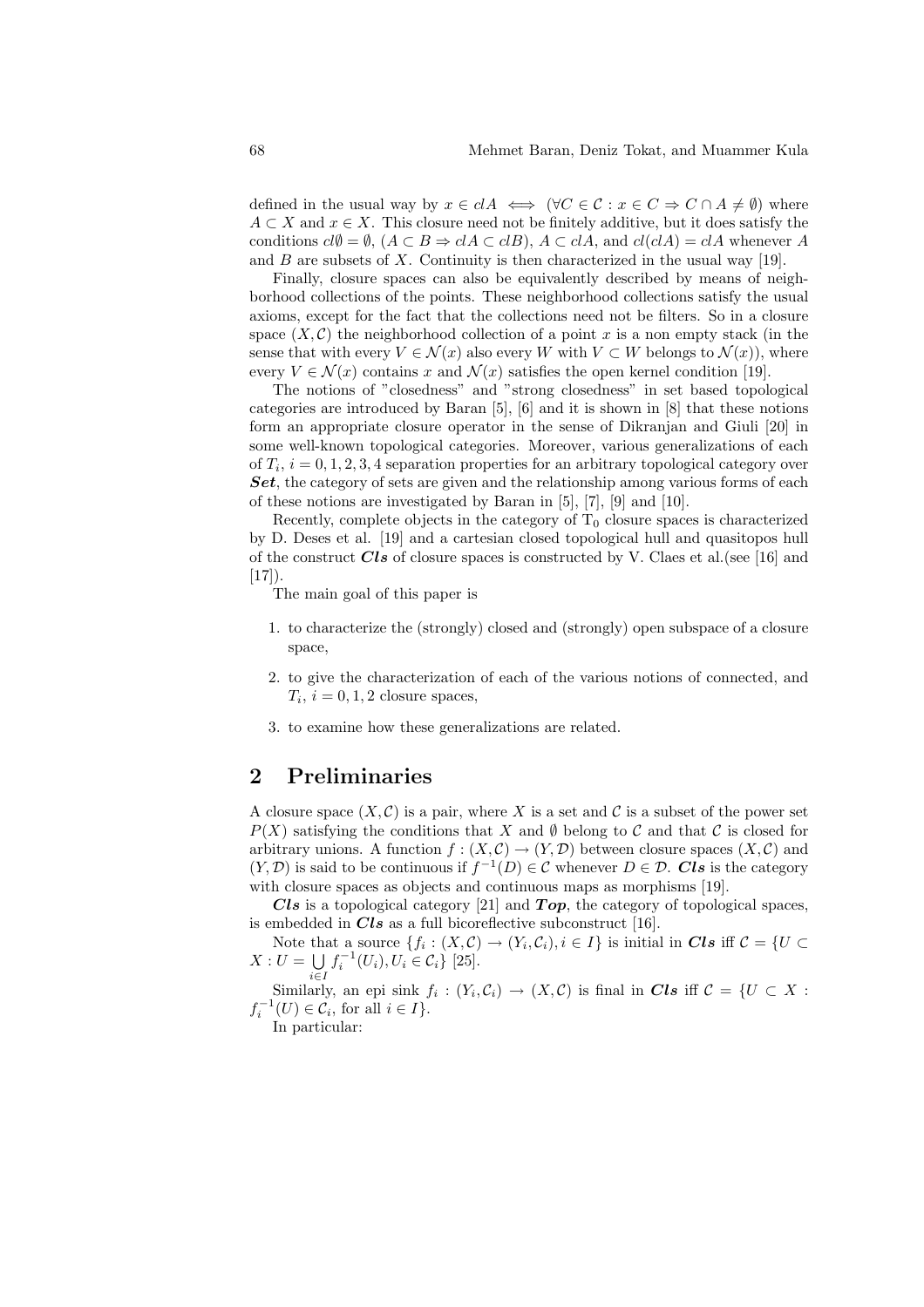defined in the usual way by $x \in clA \iff (\forall C \in \mathcal{C} : x \in C \Rightarrow C \cap A \neq \emptyset)$ where $A \subset X$ and $x \in X$. This closure need not be finitely additive, but it does satisfy the conditions $cl\emptyset = \emptyset$, $(A \subset B \Rightarrow clA \subset clB)$, $A \subset clA$, and $cl(clA) = clA$ whenever $A$ and $B$ are subsets of $X$. Continuity is then characterized in the usual way [19].

Finally, closure spaces can also be equivalently described by means of neighborhood collections of the points. These neighborhood collections satisfy the usual axioms, except for the fact that the collections need not be filters. So in a closure space $(X, \mathcal{C})$ the neighborhood collection of a point $x$ is a non empty stack (in the sense that with every $V \in \mathcal{N}(x)$ also every $W$ with $V \subset W$ belongs to $\mathcal{N}(x)$), where every $V \in \mathcal{N}(x)$ contains $x$ and $\mathcal{N}(x)$ satisfies the open kernel condition [19].

The notions of "closedness" and "strong closedness" in set based topological categories are introduced by Baran [5], [6] and it is shown in [8] that these notions form an appropriate closure operator in the sense of Dikranjan and Giuli [20] in some well-known topological categories. Moreover, various generalizations of each of $T_i$, $i = 0, 1, 2, 3, 4$ separation properties for an arbitrary topological category over ***Set***, the category of sets are given and the relationship among various forms of each of these notions are investigated by Baran in [5], [7], [9] and [10].

Recently, complete objects in the category of $\mathrm{T}_0$ closure spaces is characterized by D. Deses et al. [19] and a cartesian closed topological hull and quasitopos hull of the construct ***Cls*** of closure spaces is constructed by V. Claes et al.(see [16] and [17]).

The main goal of this paper is

1. to characterize the (strongly) closed and (strongly) open subspace of a closure space,
2. to give the characterization of each of the various notions of connected, and $T_i$, $i = 0, 1, 2$ closure spaces,
3. to examine how these generalizations are related.

## 2 Preliminaries

A closure space $(X, \mathcal{C})$ is a pair, where $X$ is a set and $\mathcal{C}$ is a subset of the power set $P(X)$ satisfying the conditions that $X$ and $\emptyset$ belong to $\mathcal{C}$ and that $\mathcal{C}$ is closed for arbitrary unions. A function $f : (X, \mathcal{C}) \to (Y, \mathcal{D})$ between closure spaces $(X, \mathcal{C})$ and $(Y, \mathcal{D})$ is said to be continuous if $f^{-1}(D) \in \mathcal{C}$ whenever $D \in \mathcal{D}$. ***Cls*** is the category with closure spaces as objects and continuous maps as morphisms [19].

***Cls*** is a topological category [21] and ***Top***, the category of topological spaces, is embedded in ***Cls*** as a full bicoreflective subconstruct [16].

Note that a source $\{f_i : (X, \mathcal{C}) \to (Y_i, \mathcal{C}_i), i \in I\}$ is initial in ***Cls*** iff $\mathcal{C} = \{U \subset X : U = \bigcup_{i \in I} f_i^{-1}(U_i), U_i \in \mathcal{C}_i\}$ [25].

Similarly, an epi sink $f_i : (Y_i, \mathcal{C}_i) \to (X, \mathcal{C})$ is final in ***Cls*** iff $\mathcal{C} = \{U \subset X : f_i^{-1}(U) \in \mathcal{C}_i$, for all $i \in I\}$.

In particular: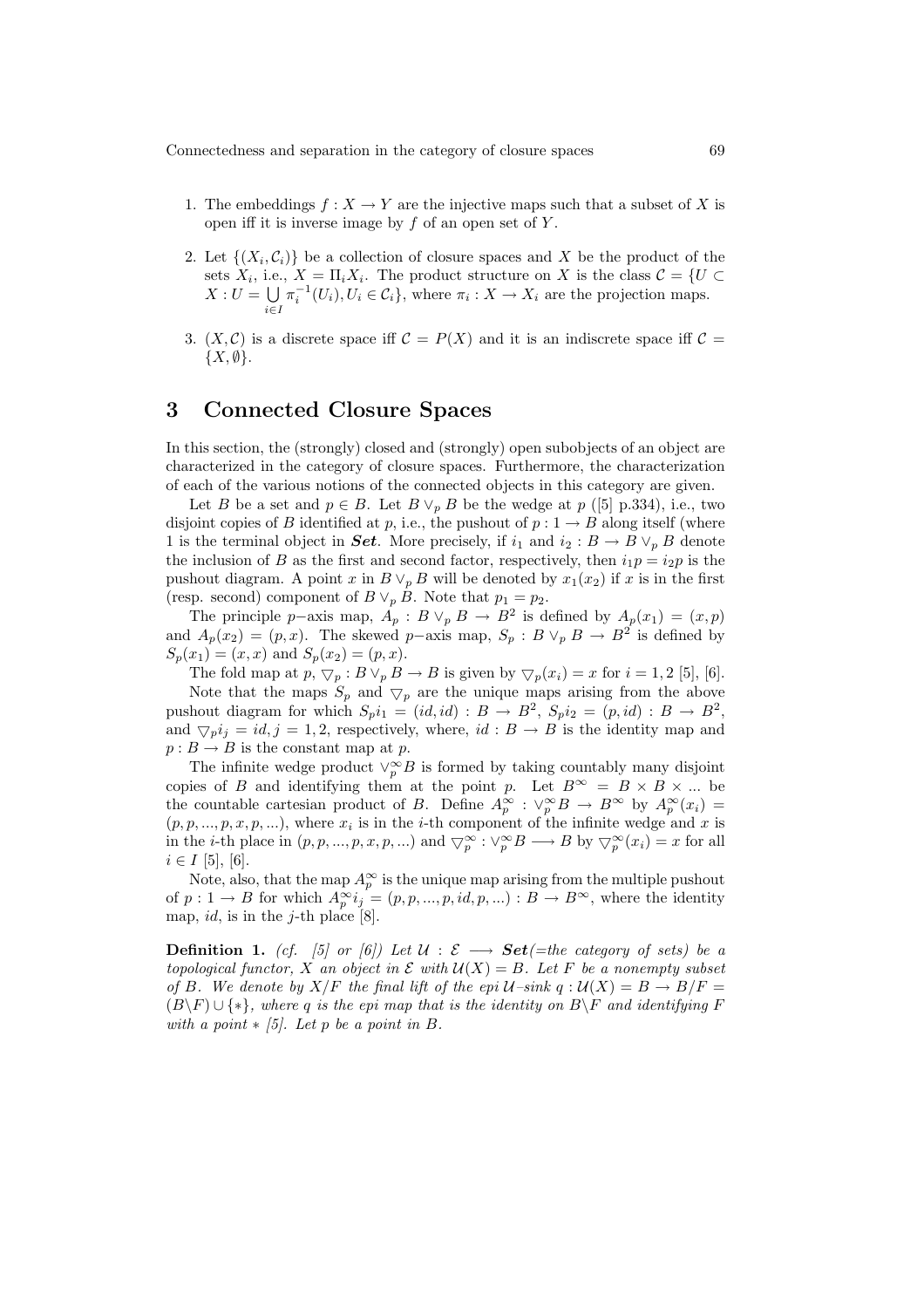1. The embeddings $f : X \to Y$ are the injective maps such that a subset of $X$ is open iff it is inverse image by $f$ of an open set of $Y$.

2. Let $\{(X_i, \mathcal{C}_i)\}$ be a collection of closure spaces and $X$ be the product of the sets $X_i$, i.e., $X = \Pi_i X_i$. The product structure on $X$ is the class $\mathcal{C} = \{U \subset X : U = \bigcup_{i \in I} \pi_i^{-1}(U_i), U_i \in \mathcal{C}_i\}$, where $\pi_i : X \to X_i$ are the projection maps.

3. $(X, \mathcal{C})$ is a discrete space iff $\mathcal{C} = P(X)$ and it is an indiscrete space iff $\mathcal{C} = \{X, \emptyset\}$.

# 3 Connected Closure Spaces

In this section, the (strongly) closed and (strongly) open subobjects of an object are characterized in the category of closure spaces. Furthermore, the characterization of each of the various notions of the connected objects in this category are given.

Let $B$ be a set and $p \in B$. Let $B \vee_p B$ be the wedge at $p$ ([5] p.334), i.e., two disjoint copies of $B$ identified at $p$, i.e., the pushout of $p : 1 \to B$ along itself (where 1 is the terminal object in ***Set***. More precisely, if $i_1$ and $i_2 : B \to B \vee_p B$ denote the inclusion of $B$ as the first and second factor, respectively, then $i_1 p = i_2 p$ is the pushout diagram. A point $x$ in $B \vee_p B$ will be denoted by $x_1(x_2)$ if $x$ is in the first (resp. second) component of $B \vee_p B$. Note that $p_1 = p_2$.

The principle $p-$axis map, $A_p : B \vee_p B \to B^2$ is defined by $A_p(x_1) = (x, p)$ and $A_p(x_2) = (p, x)$. The skewed $p-$axis map, $S_p : B \vee_p B \to B^2$ is defined by $S_p(x_1) = (x, x)$ and $S_p(x_2) = (p, x)$.

The fold map at $p$, $\bigtriangledown_p : B \vee_p B \to B$ is given by $\bigtriangledown_p(x_i) = x$ for $i = 1, 2$ [5], [6].

Note that the maps $S_p$ and $\bigtriangledown_p$ are the unique maps arising from the above pushout diagram for which $S_p i_1 = (id, id) : B \to B^2$, $S_p i_2 = (p, id) : B \to B^2$, and $\bigtriangledown_p i_j = id, j = 1, 2$, respectively, where, $id : B \to B$ is the identity map and $p : B \to B$ is the constant map at $p$.

The infinite wedge product $\vee_p^\infty B$ is formed by taking countably many disjoint copies of $B$ and identifying them at the point $p$. Let $B^\infty = B \times B \times ...$ be the countable cartesian product of $B$. Define $A_p^\infty : \vee_p^\infty B \to B^\infty$ by $A_p^\infty(x_i) = (p, p, ..., p, x, p, ...)$, where $x_i$ is in the $i$-th component of the infinite wedge and $x$ is in the $i$-th place in $(p, p, ..., p, x, p, ...)$ and $\bigtriangledown_p^\infty : \vee_p^\infty B \longrightarrow B$ by $\bigtriangledown_p^\infty(x_i) = x$ for all $i \in I$ [5], [6].

Note, also, that the map $A_p^\infty$ is the unique map arising from the multiple pushout of $p : 1 \to B$ for which $A_p^\infty i_j = (p, p, ..., p, id, p, ...) : B \to B^\infty$, where the identity map, $id$, is in the $j$-th place [8].

**Definition 1.** *(cf. [5] or [6]) Let $\mathcal{U} : \mathcal{E} \longrightarrow$ **Set**(=the category of sets) be a topological functor, $X$ an object in $\mathcal{E}$ with $\mathcal{U}(X) = B$. Let $F$ be a nonempty subset of $B$. We denote by $X/F$ the final lift of the epi $\mathcal{U}$–sink $q : \mathcal{U}(X) = B \to B/F = (B \backslash F) \cup \{*\}$, where $q$ is the epi map that is the identity on $B \backslash F$ and identifying $F$ with a point $*$ [5]. Let $p$ be a point in $B$.*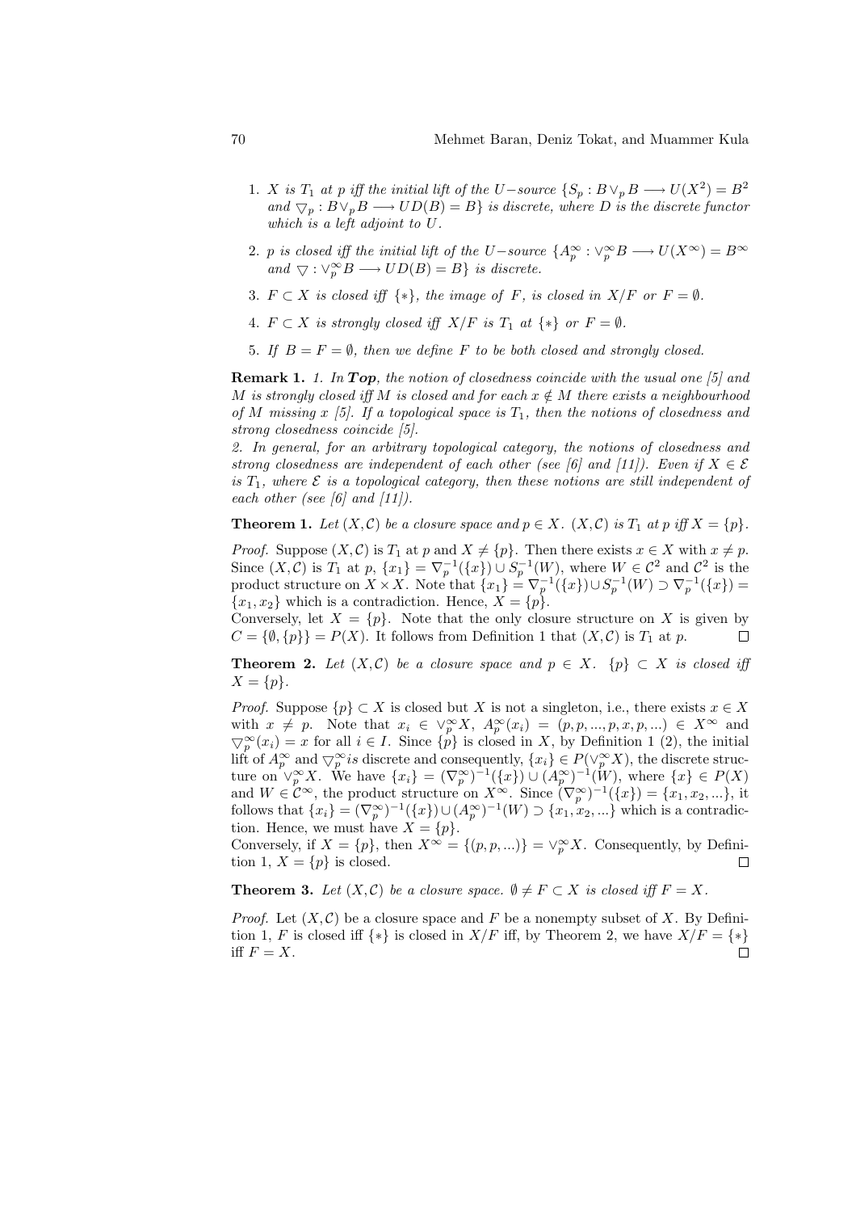1. *$X$ is $T_1$ at $p$ iff the initial lift of the $U-$source $\{S_p : B \vee_p B \longrightarrow U(X^2) = B^2$ and $\bigtriangledown_p : B \vee_p B \longrightarrow UD(B) = B\}$ is discrete, where $D$ is the discrete functor which is a left adjoint to $U$.*

2. *$p$ is closed iff the initial lift of the $U-$source $\{A_p^\infty : \vee_p^\infty B \longrightarrow U(X^\infty) = B^\infty$ and $\bigtriangledown : \vee_p^\infty B \longrightarrow UD(B) = B\}$ is discrete.*

3. *$F \subset X$ is closed iff $\{*\}$, the image of $F$, is closed in $X/F$ or $F = \emptyset$.*

4. *$F \subset X$ is strongly closed iff $X/F$ is $T_1$ at $\{*\}$ or $F = \emptyset$.*

5. *If $B = F = \emptyset$, then we define $F$ to be both closed and strongly closed.*

**Remark 1.** *1. In* ***Top****, the notion of closedness coincide with the usual one [5] and $M$ is strongly closed iff $M$ is closed and for each $x \notin M$ there exists a neighbourhood of $M$ missing $x$ [5]. If a topological space is $T_1$, then the notions of closedness and strong closedness coincide [5].*
*2. In general, for an arbitrary topological category, the notions of closedness and strong closedness are independent of each other (see [6] and [11]). Even if $X \in \mathcal{E}$ is $T_1$, where $\mathcal{E}$ is a topological category, then these notions are still independent of each other (see [6] and [11]).*

**Theorem 1.** *Let $(X, \mathcal{C})$ be a closure space and $p \in X$. $(X, \mathcal{C})$ is $T_1$ at $p$ iff $X = \{p\}$.*

*Proof.* Suppose $(X, \mathcal{C})$ is $T_1$ at $p$ and $X \neq \{p\}$. Then there exists $x \in X$ with $x \neq p$. Since $(X, \mathcal{C})$ is $T_1$ at $p$, $\{x_1\} = \nabla_p^{-1}(\{x\}) \cup S_p^{-1}(W)$, where $W \in \mathcal{C}^2$ and $\mathcal{C}^2$ is the product structure on $X \times X$. Note that $\{x_1\} = \nabla_p^{-1}(\{x\}) \cup S_p^{-1}(W) \supset \nabla_p^{-1}(\{x\}) = \{x_1, x_2\}$ which is a contradiction. Hence, $X = \{p\}$.
Conversely, let $X = \{p\}$. Note that the only closure structure on $X$ is given by $C = \{\emptyset, \{p\}\} = P(X)$. It follows from Definition 1 that $(X, \mathcal{C})$ is $T_1$ at $p$. $\square$

**Theorem 2.** *Let $(X, \mathcal{C})$ be a closure space and $p \in X$. $\{p\} \subset X$ is closed iff $X = \{p\}$.*

*Proof.* Suppose $\{p\} \subset X$ is closed but $X$ is not a singleton, i.e., there exists $x \in X$ with $x \neq p$. Note that $x_i \in \vee_p^\infty X$, $A_p^\infty(x_i) = (p, p, ..., p, x, p, ...) \in X^\infty$ and $\bigtriangledown_p^\infty(x_i) = x$ for all $i \in I$. Since $\{p\}$ is closed in $X$, by Definition 1 (2), the initial lift of $A_p^\infty$ and $\bigtriangledown_p^\infty is$ discrete and consequently, $\{x_i\} \in P(\vee_p^\infty X)$, the discrete structure on $\vee_p^\infty X$. We have $\{x_i\} = (\nabla_p^\infty)^{-1}(\{x\}) \cup (A_p^\infty)^{-1}(W)$, where $\{x\} \in P(X)$ and $W \in \mathcal{C}^\infty$, the product structure on $X^\infty$. Since $(\nabla_p^\infty)^{-1}(\{x\}) = \{x_1, x_2, ...\}$, it follows that $\{x_i\} = (\nabla_p^\infty)^{-1}(\{x\}) \cup (A_p^\infty)^{-1}(W) \supset \{x_1, x_2, ...\}$ which is a contradiction. Hence, we must have $X = \{p\}$.
Conversely, if $X = \{p\}$, then $X^\infty = \{(p, p, ...)\} = \vee_p^\infty X$. Consequently, by Definition 1, $X = \{p\}$ is closed. $\square$

**Theorem 3.** *Let $(X, \mathcal{C})$ be a closure space. $\emptyset \neq F \subset X$ is closed iff $F = X$.*

*Proof.* Let $(X, \mathcal{C})$ be a closure space and $F$ be a nonempty subset of $X$. By Definition 1, $F$ is closed iff $\{*\}$ is closed in $X/F$ iff, by Theorem 2, we have $X/F = \{*\}$ iff $F = X$. $\square$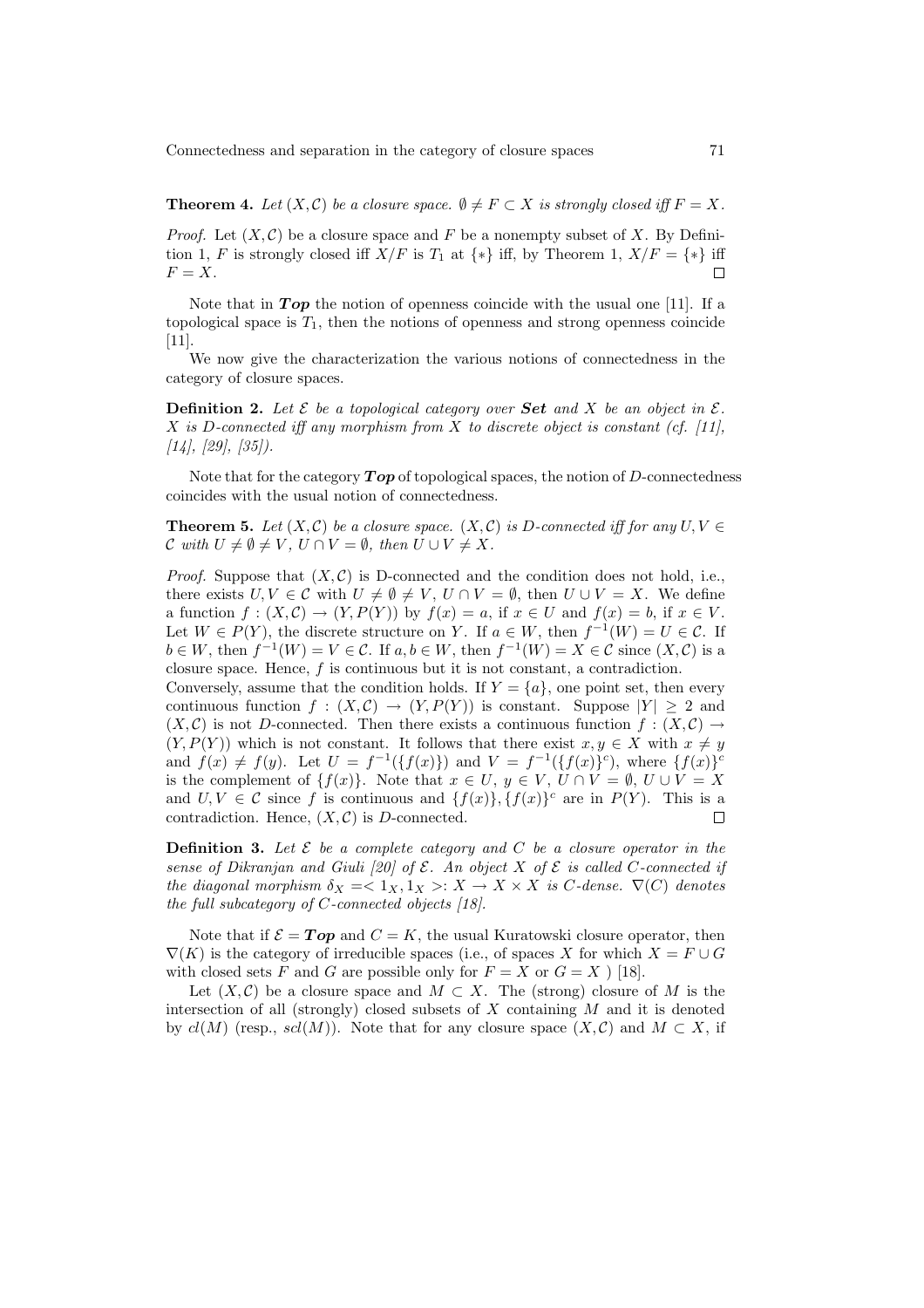**Theorem 4.** *Let $(X, \mathcal{C})$ be a closure space. $\emptyset \neq F \subset X$ is strongly closed iff $F = X$.*

*Proof.* Let $(X, \mathcal{C})$ be a closure space and $F$ be a nonempty subset of $X$. By Definition 1, $F$ is strongly closed iff $X/F$ is $T_1$ at $\{*\}$ iff, by Theorem 1, $X/F = \{*\}$ iff $F = X$. $\square$

Note that in ***Top*** the notion of openness coincide with the usual one [11]. If a topological space is $T_1$, then the notions of openness and strong openness coincide [11].

We now give the characterization the various notions of connectedness in the category of closure spaces.

**Definition 2.** *Let $\mathcal{E}$ be a topological category over **Set** and $X$ be an object in $\mathcal{E}$. $X$ is $D$-connected iff any morphism from $X$ to discrete object is constant (cf. [11], [14], [29], [35]).*

Note that for the category ***Top*** of topological spaces, the notion of $D$-connectedness coincides with the usual notion of connectedness.

**Theorem 5.** *Let $(X, \mathcal{C})$ be a closure space. $(X, \mathcal{C})$ is $D$-connected iff for any $U, V \in \mathcal{C}$ with $U \neq \emptyset \neq V$, $U \cap V = \emptyset$, then $U \cup V \neq X$.*

*Proof.* Suppose that $(X, \mathcal{C})$ is D-connected and the condition does not hold, i.e., there exists $U, V \in \mathcal{C}$ with $U \neq \emptyset \neq V$, $U \cap V = \emptyset$, then $U \cup V = X$. We define a function $f : (X, \mathcal{C}) \to (Y, P(Y))$ by $f(x) = a$, if $x \in U$ and $f(x) = b$, if $x \in V$. Let $W \in P(Y)$, the discrete structure on $Y$. If $a \in W$, then $f^{-1}(W) = U \in \mathcal{C}$. If $b \in W$, then $f^{-1}(W) = V \in \mathcal{C}$. If $a, b \in W$, then $f^{-1}(W) = X \in \mathcal{C}$ since $(X, \mathcal{C})$ is a closure space. Hence, $f$ is continuous but it is not constant, a contradiction.
Conversely, assume that the condition holds. If $Y = \{a\}$, one point set, then every continuous function $f : (X, \mathcal{C}) \to (Y, P(Y))$ is constant. Suppose $|Y| \geq 2$ and $(X, \mathcal{C})$ is not $D$-connected. Then there exists a continuous function $f : (X, \mathcal{C}) \to (Y, P(Y))$ which is not constant. It follows that there exist $x, y \in X$ with $x \neq y$ and $f(x) \neq f(y)$. Let $U = f^{-1}(\{f(x)\})$ and $V = f^{-1}(\{f(x)\}^c)$, where $\{f(x)\}^c$ is the complement of $\{f(x)\}$. Note that $x \in U$, $y \in V$, $U \cap V = \emptyset$, $U \cup V = X$ and $U, V \in \mathcal{C}$ since $f$ is continuous and $\{f(x)\}, \{f(x)\}^c$ are in $P(Y)$. This is a contradiction. Hence, $(X, \mathcal{C})$ is $D$-connected. $\square$

**Definition 3.** *Let $\mathcal{E}$ be a complete category and $C$ be a closure operator in the sense of Dikranjan and Giuli [20] of $\mathcal{E}$. An object $X$ of $\mathcal{E}$ is called $C$-connected if the diagonal morphism $\delta_X = < 1_X, 1_X >: X \to X \times X$ is $C$-dense. $\nabla(C)$ denotes the full subcategory of $C$-connected objects [18].*

Note that if $\mathcal{E} = \textbf{\textit{Top}}$ and $C = K$, the usual Kuratowski closure operator, then $\nabla(K)$ is the category of irreducible spaces (i.e., of spaces $X$ for which $X = F \cup G$ with closed sets $F$ and $G$ are possible only for $F = X$ or $G = X$ ) [18].

Let $(X, \mathcal{C})$ be a closure space and $M \subset X$. The (strong) closure of $M$ is the intersection of all (strongly) closed subsets of $X$ containing $M$ and it is denoted by $cl(M)$ (resp., $scl(M)$). Note that for any closure space $(X, \mathcal{C})$ and $M \subset X$, if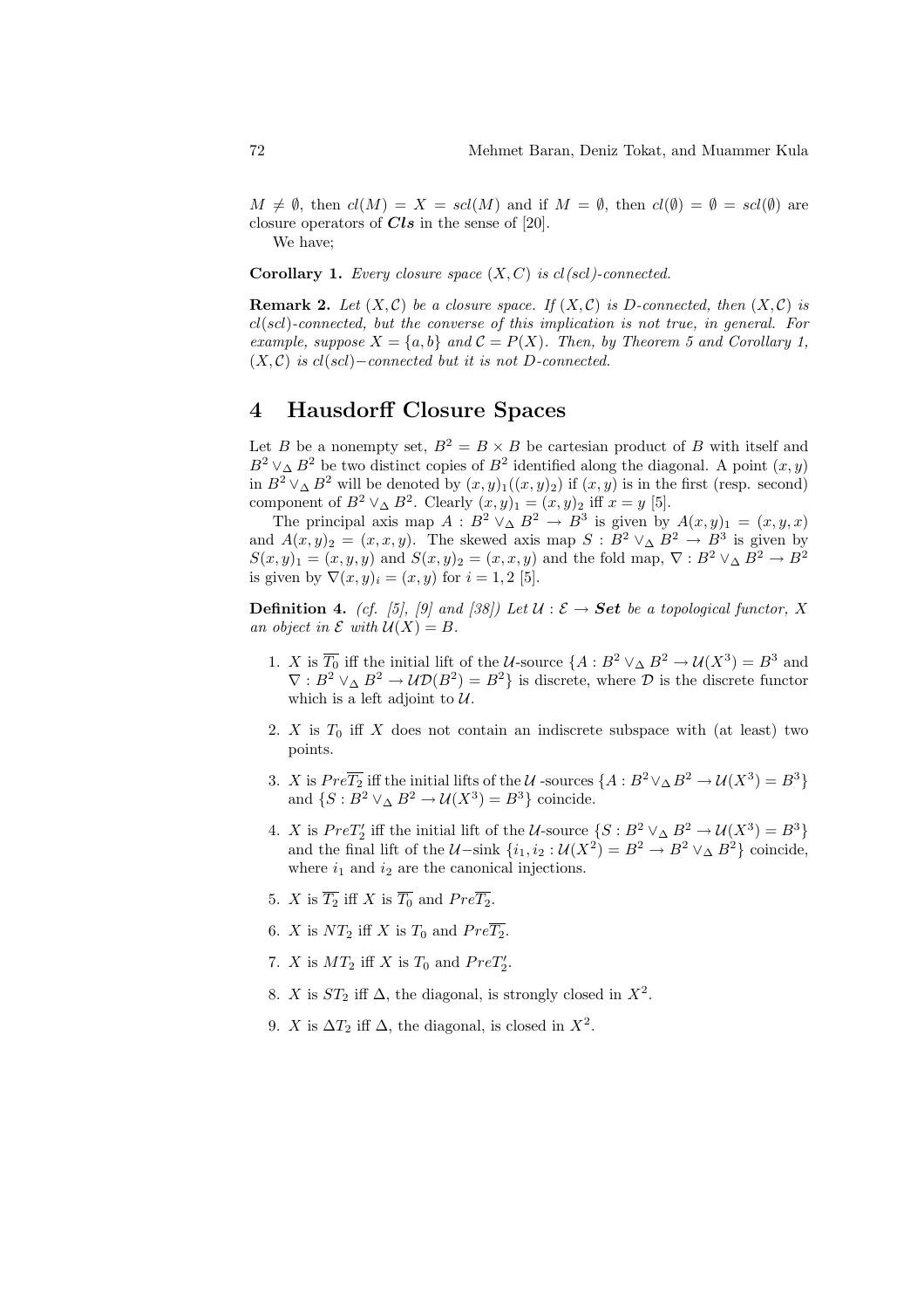$M \neq \emptyset$, then $cl(M) = X = scl(M)$ and if $M = \emptyset$, then $cl(\emptyset) = \emptyset = scl(\emptyset)$ are closure operators of ***Cls*** in the sense of [20].

We have;

**Corollary 1.** *Every closure space $(X, C)$ is cl(scl)-connected.*

**Remark 2.** *Let $(X, \mathcal{C})$ be a closure space. If $(X, \mathcal{C})$ is D-connected, then $(X, \mathcal{C})$ is cl(scl)-connected, but the converse of this implication is not true, in general. For example, suppose $X = \{a, b\}$ and $\mathcal{C} = P(X)$. Then, by Theorem 5 and Corollary 1, $(X, \mathcal{C})$ is $cl(scl)-$connected but it is not D-connected.*

## 4 Hausdorff Closure Spaces

Let $B$ be a nonempty set, $B^2 = B \times B$ be cartesian product of $B$ with itself and $B^2 \vee_\Delta B^2$ be two distinct copies of $B^2$ identified along the diagonal. A point $(x, y)$ in $B^2 \vee_\Delta B^2$ will be denoted by $(x, y)_1((x, y)_2)$ if $(x, y)$ is in the first (resp. second) component of $B^2 \vee_\Delta B^2$. Clearly $(x, y)_1 = (x, y)_2$ iff $x = y$ [5].

The principal axis map $A : B^2 \vee_\Delta B^2 \to B^3$ is given by $A(x, y)_1 = (x, y, x)$ and $A(x, y)_2 = (x, x, y)$. The skewed axis map $S : B^2 \vee_\Delta B^2 \to B^3$ is given by $S(x, y)_1 = (x, y, y)$ and $S(x, y)_2 = (x, x, y)$ and the fold map, $\nabla : B^2 \vee_\Delta B^2 \to B^2$ is given by $\nabla(x, y)_i = (x, y)$ for $i = 1, 2$ [5].

**Definition 4.** *(cf. [5], [9] and [38]) Let $\mathcal{U} : \mathcal{E} \to$ **Set** be a topological functor, $X$ an object in $\mathcal{E}$ with $\mathcal{U}(X) = B$.*

1. $X$ is $\overline{T_0}$ iff the initial lift of the $\mathcal{U}$-source $\{A : B^2 \vee_\Delta B^2 \to \mathcal{U}(X^3) = B^3$ and $\nabla : B^2 \vee_\Delta B^2 \to \mathcal{UD}(B^2) = B^2\}$ is discrete, where $\mathcal{D}$ is the discrete functor which is a left adjoint to $\mathcal{U}$.
2. $X$ is $T_0$ iff $X$ does not contain an indiscrete subspace with (at least) two points.
3. $X$ is $Pre\overline{T_2}$ iff the initial lifts of the $\mathcal{U}$ -sources $\{A : B^2 \vee_\Delta B^2 \to \mathcal{U}(X^3) = B^3\}$ and $\{S : B^2 \vee_\Delta B^2 \to \mathcal{U}(X^3) = B^3\}$ coincide.
4. $X$ is $PreT_2'$ iff the initial lift of the $\mathcal{U}$-source $\{S : B^2 \vee_\Delta B^2 \to \mathcal{U}(X^3) = B^3\}$ and the final lift of the $\mathcal{U}-$sink $\{i_1, i_2 : \mathcal{U}(X^2) = B^2 \to B^2 \vee_\Delta B^2\}$ coincide, where $i_1$ and $i_2$ are the canonical injections.
5. $X$ is $\overline{T_2}$ iff $X$ is $\overline{T_0}$ and $Pre\overline{T_2}$.
6. $X$ is $NT_2$ iff $X$ is $T_0$ and $Pre\overline{T_2}$.
7. $X$ is $MT_2$ iff $X$ is $T_0$ and $PreT_2'$.
8. $X$ is $ST_2$ iff $\Delta$, the diagonal, is strongly closed in $X^2$.
9. $X$ is $\Delta T_2$ iff $\Delta$, the diagonal, is closed in $X^2$.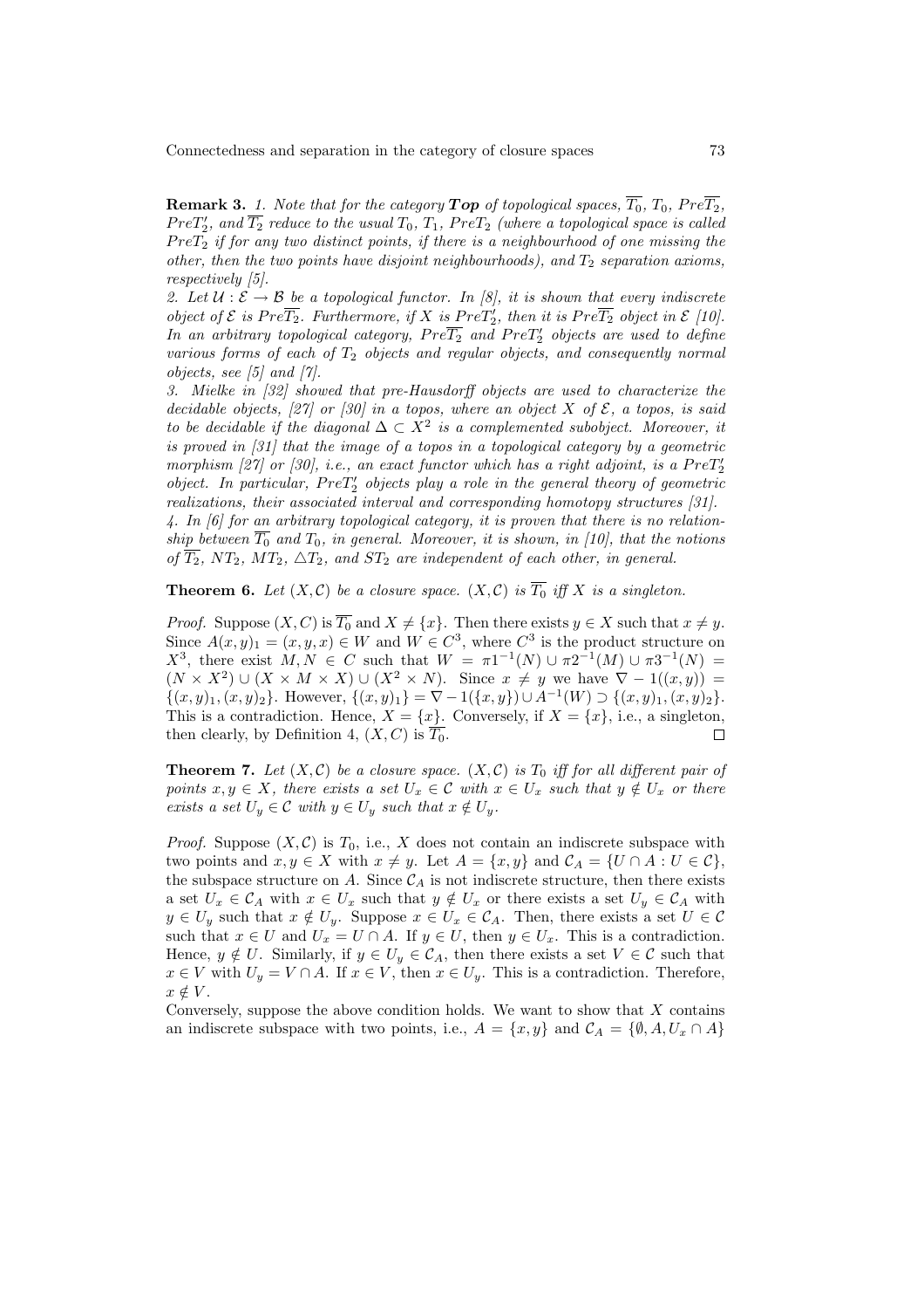**Remark 3.** *1. Note that for the category **Top** of topological spaces, $\overline{T_0}$, $T_0$, $Pre\overline{T_2}$, $PreT_2'$, and $\overline{T_2}$ reduce to the usual $T_0$, $T_1$, $PreT_2$ (where a topological space is called $PreT_2$ if for any two distinct points, if there is a neighbourhood of one missing the other, then the two points have disjoint neighbourhoods), and $T_2$ separation axioms, respectively [5].*

*2. Let $\mathcal{U} : \mathcal{E} \to \mathcal{B}$ be a topological functor. In [8], it is shown that every indiscrete object of $\mathcal{E}$ is $Pre\overline{T_2}$. Furthermore, if $X$ is $PreT_2'$, then it is $Pre\overline{T_2}$ object in $\mathcal{E}$ [10]. In an arbitrary topological category, $Pre\overline{T_2}$ and $PreT_2'$ objects are used to define various forms of each of $T_2$ objects and regular objects, and consequently normal objects, see [5] and [7].*

*3. Mielke in [32] showed that pre-Hausdorff objects are used to characterize the decidable objects, [27] or [30] in a topos, where an object $X$ of $\mathcal{E}$, a topos, is said to be decidable if the diagonal $\Delta \subset X^2$ is a complemented subobject. Moreover, it is proved in [31] that the image of a topos in a topological category by a geometric morphism [27] or [30], i.e., an exact functor which has a right adjoint, is a $PreT_2'$ object. In particular, $PreT_2'$ objects play a role in the general theory of geometric realizations, their associated interval and corresponding homotopy structures [31].*

*4. In [6] for an arbitrary topological category, it is proven that there is no relationship between $\overline{T_0}$ and $T_0$, in general. Moreover, it is shown, in [10], that the notions of $\overline{T_2}$, $NT_2$, $MT_2$, $\triangle T_2$, and $ST_2$ are independent of each other, in general.*

**Theorem 6.** *Let $(X, \mathcal{C})$ be a closure space. $(X, \mathcal{C})$ is $\overline{T_0}$ iff $X$ is a singleton.*

*Proof.* Suppose $(X, C)$ is $\overline{T_0}$ and $X \neq \{x\}$. Then there exists $y \in X$ such that $x \neq y$. Since $A(x, y)_1 = (x, y, x) \in W$ and $W \in C^3$, where $C^3$ is the product structure on $X^3$, there exist $M, N \in C$ such that $W = \pi 1^{-1}(N) \cup \pi 2^{-1}(M) \cup \pi 3^{-1}(N) = (N \times X^2) \cup (X \times M \times X) \cup (X^2 \times N)$. Since $x \neq y$ we have $\nabla - 1((x, y)) = \{(x, y)_1, (x, y)_2\}$. However, $\{(x, y)_1\} = \nabla - 1(\{x, y\}) \cup A^{-1}(W) \supset \{(x, y)_1, (x, y)_2\}$. This is a contradiction. Hence, $X = \{x\}$. Conversely, if $X = \{x\}$, i.e., a singleton, then clearly, by Definition 4, $(X, C)$ is $\overline{T_0}$. $\square$

**Theorem 7.** *Let $(X, \mathcal{C})$ be a closure space. $(X, \mathcal{C})$ is $T_0$ iff for all different pair of points $x, y \in X$, there exists a set $U_x \in \mathcal{C}$ with $x \in U_x$ such that $y \notin U_x$ or there exists a set $U_y \in \mathcal{C}$ with $y \in U_y$ such that $x \notin U_y$.*

*Proof.* Suppose $(X, \mathcal{C})$ is $T_0$, i.e., $X$ does not contain an indiscrete subspace with two points and $x, y \in X$ with $x \neq y$. Let $A = \{x, y\}$ and $\mathcal{C}_A = \{U \cap A : U \in \mathcal{C}\}$, the subspace structure on $A$. Since $\mathcal{C}_A$ is not indiscrete structure, then there exists a set $U_x \in \mathcal{C}_A$ with $x \in U_x$ such that $y \notin U_x$ or there exists a set $U_y \in \mathcal{C}_A$ with $y \in U_y$ such that $x \notin U_y$. Suppose $x \in U_x \in \mathcal{C}_A$. Then, there exists a set $U \in \mathcal{C}$ such that $x \in U$ and $U_x = U \cap A$. If $y \in U$, then $y \in U_x$. This is a contradiction. Hence, $y \notin U$. Similarly, if $y \in U_y \in \mathcal{C}_A$, then there exists a set $V \in \mathcal{C}$ such that $x \in V$ with $U_y = V \cap A$. If $x \in V$, then $x \in U_y$. This is a contradiction. Therefore, $x \notin V$.

Conversely, suppose the above condition holds. We want to show that $X$ contains an indiscrete subspace with two points, i.e., $A = \{x, y\}$ and $\mathcal{C}_A = \{\emptyset, A, U_x \cap A\}$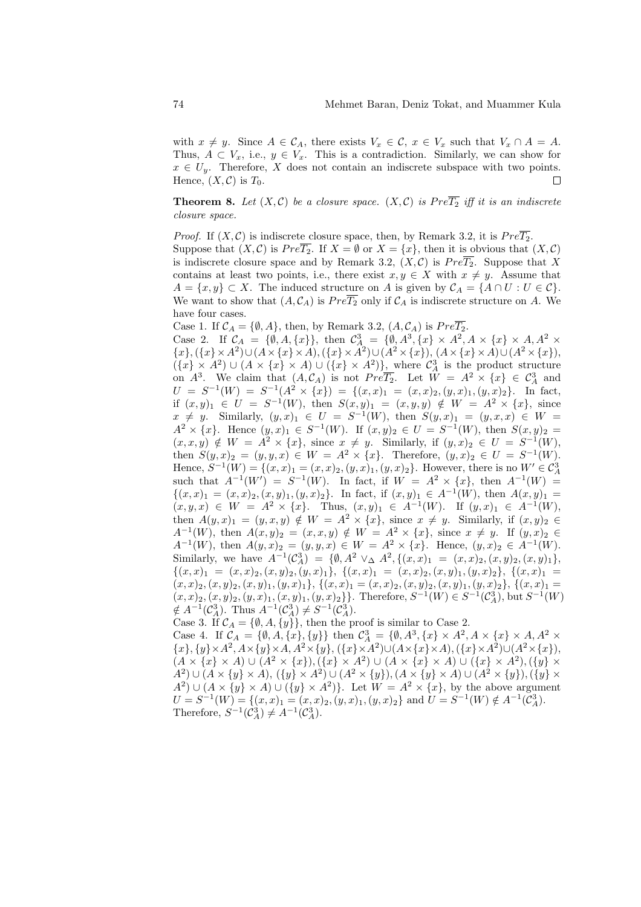with $x \neq y$. Since $A \in \mathcal{C}_A$, there exists $V_x \in \mathcal{C}$, $x \in V_x$ such that $V_x \cap A = A$. Thus, $A \subset V_x$, i.e., $y \in V_x$. This is a contradiction. Similarly, we can show for $x \in U_y$. Therefore, $X$ does not contain an indiscrete subspace with two points. Hence, $(X, \mathcal{C})$ is $T_0$. $\square$

**Theorem 8.** *Let $(X, \mathcal{C})$ be a closure space. $(X, \mathcal{C})$ is $Pre\overline{T_2}$ iff it is an indiscrete closure space.*

*Proof.* If $(X, \mathcal{C})$ is indiscrete closure space, then, by Remark 3.2, it is $Pre\overline{T_2}$.
Suppose that $(X, \mathcal{C})$ is $Pre\overline{T_2}$. If $X = \emptyset$ or $X = \{x\}$, then it is obvious that $(X, \mathcal{C})$ is indiscrete closure space and by Remark 3.2, $(X, \mathcal{C})$ is $Pre\overline{T_2}$. Suppose that $X$ contains at least two points, i.e., there exist $x, y \in X$ with $x \neq y$. Assume that $A = \{x, y\} \subset X$. The induced structure on $A$ is given by $\mathcal{C}_A = \{A \cap U : U \in \mathcal{C}\}$. We want to show that $(A, \mathcal{C}_A)$ is $Pre\overline{T_2}$ only if $\mathcal{C}_A$ is indiscrete structure on $A$. We have four cases.
Case 1. If $\mathcal{C}_A = \{\emptyset, A\}$, then, by Remark 3.2, $(A, \mathcal{C}_A)$ is $Pre\overline{T_2}$.
Case 2. If $\mathcal{C}_A = \{\emptyset, A, \{x\}\}$, then $\mathcal{C}_A^3 = \{\emptyset, A^3, \{x\} \times A^2, A \times \{x\} \times A, A^2 \times \{x\}, (\{x\} \times A^2) \cup (A \times \{x\} \times A), (\{x\} \times A^2) \cup (A^2 \times \{x\}), (A \times \{x\} \times A) \cup (A^2 \times \{x\}), (\{x\} \times A^2) \cup (A \times \{x\} \times A) \cup (\{x\} \times A^2)\}$, where $\mathcal{C}_A^3$ is the product structure on $A^3$. We claim that $(A, \mathcal{C}_A)$ is not $Pre\overline{T_2}$. Let $W = A^2 \times \{x\} \in \mathcal{C}_A^3$ and $U = S^{-1}(W) = S^{-1}(A^2 \times \{x\}) = \{(x,x)_1 = (x,x)_2, (y,x)_1, (y,x)_2\}$. In fact, if $(x,y)_1 \in U = S^{-1}(W)$, then $S(x,y)_1 = (x,y,y) \notin W = A^2 \times \{x\}$, since $x \neq y$. Similarly, $(y,x)_1 \in U = S^{-1}(W)$, then $S(y,x)_1 = (y,x,x) \in W = A^2 \times \{x\}$. Hence $(y,x)_1 \in S^{-1}(W)$. If $(x,y)_2 \in U = S^{-1}(W)$, then $S(x,y)_2 = (x,x,y) \notin W = A^2 \times \{x\}$, since $x \neq y$. Similarly, if $(y,x)_2 \in U = S^{-1}(W)$, then $S(y,x)_2 = (y,y,x) \in W = A^2 \times \{x\}$. Therefore, $(y,x)_2 \in U = S^{-1}(W)$. Hence, $S^{-1}(W) = \{(x,x)_1 = (x,x)_2, (y,x)_1, (y,x)_2\}$. However, there is no $W' \in \mathcal{C}_A^3$ such that $A^{-1}(W') = S^{-1}(W)$. In fact, if $W = A^2 \times \{x\}$, then $A^{-1}(W) = \{(x,x)_1 = (x,x)_2, (x,y)_1, (y,x)_2\}$. In fact, if $(x,y)_1 \in A^{-1}(W)$, then $A(x,y)_1 = (x,y,x) \in W = A^2 \times \{x\}$. Thus, $(x,y)_1 \in A^{-1}(W)$. If $(y,x)_1 \in A^{-1}(W)$, then $A(y,x)_1 = (y,x,y) \notin W = A^2 \times \{x\}$, since $x \neq y$. Similarly, if $(x,y)_2 \in A^{-1}(W)$, then $A(x,y)_2 = (x,x,y) \notin W = A^2 \times \{x\}$, since $x \neq y$. If $(y,x)_2 \in A^{-1}(W)$, then $A(y,x)_2 = (y,x,x) \in W = A^2 \times \{x\}$. Hence, $(y,x)_2 \in A^{-1}(W)$. Similarly, we have $A^{-1}(\mathcal{C}_A^3) = \{\emptyset, A^2 \vee_\Delta A^2, \{(x,x)_1 = (x,x)_2, (x,y)_2, (x,y)_1\}, \{(x,x)_1 = (x,x)_2, (x,y)_2, (y,x)_1\}, \{(x,x)_1 = (x,x)_2, (x,y)_1, (y,x)_2\}, \{(x,x)_1 = (x,x)_2, (x,y)_2, (x,y)_1, (y,x)_1\}, \{(x,x)_1 = (x,x)_2, (x,y)_2, (x,y)_1, (y,x)_2\}, \{(x,x)_1 = (x,x)_2, (x,y)_2, (y,x)_1, (x,y)_1, (y,x)_2\}\}$. Therefore, $S^{-1}(W) \in S^{-1}(\mathcal{C}_A^3)$, but $S^{-1}(W) \notin A^{-1}(\mathcal{C}_A^3)$. Thus $A^{-1}(\mathcal{C}_A^3) \neq S^{-1}(\mathcal{C}_A^3)$.
Case 3. If $\mathcal{C}_A = \{\emptyset, A, \{y\}\}$, then the proof is similar to Case 2.
Case 4. If $\mathcal{C}_A = \{\emptyset, A, \{x\}, \{y\}\}$ then $\mathcal{C}_A^3 = \{\emptyset, A^3, \{x\} \times A^2, A \times \{x\} \times A, A^2 \times \{x\}, \{y\} \times A^2, A \times \{y\} \times A, A^2 \times \{y\}, (\{x\} \times A^2) \cup (A \times \{x\} \times A), (\{x\} \times A^2) \cup (A^2 \times \{x\}), (A \times \{x\} \times A) \cup (A^2 \times \{x\}), (\{x\} \times A^2) \cup (A \times \{x\} \times A) \cup (\{x\} \times A^2), (\{y\} \times A^2) \cup (A \times \{y\} \times A), (\{y\} \times A^2) \cup (A^2 \times \{y\}), (A \times \{y\} \times A) \cup (A^2 \times \{y\}), (\{y\} \times A^2) \cup (A \times \{y\} \times A) \cup (\{y\} \times A^2)\}$. Let $W = A^2 \times \{x\}$, by the above argument $U = S^{-1}(W) = \{(x,x)_1 = (x,x)_2, (y,x)_1, (y,x)_2\}$ and $U = S^{-1}(W) \notin A^{-1}(\mathcal{C}_A^3)$. Therefore, $S^{-1}(\mathcal{C}_A^3) \neq A^{-1}(\mathcal{C}_A^3)$.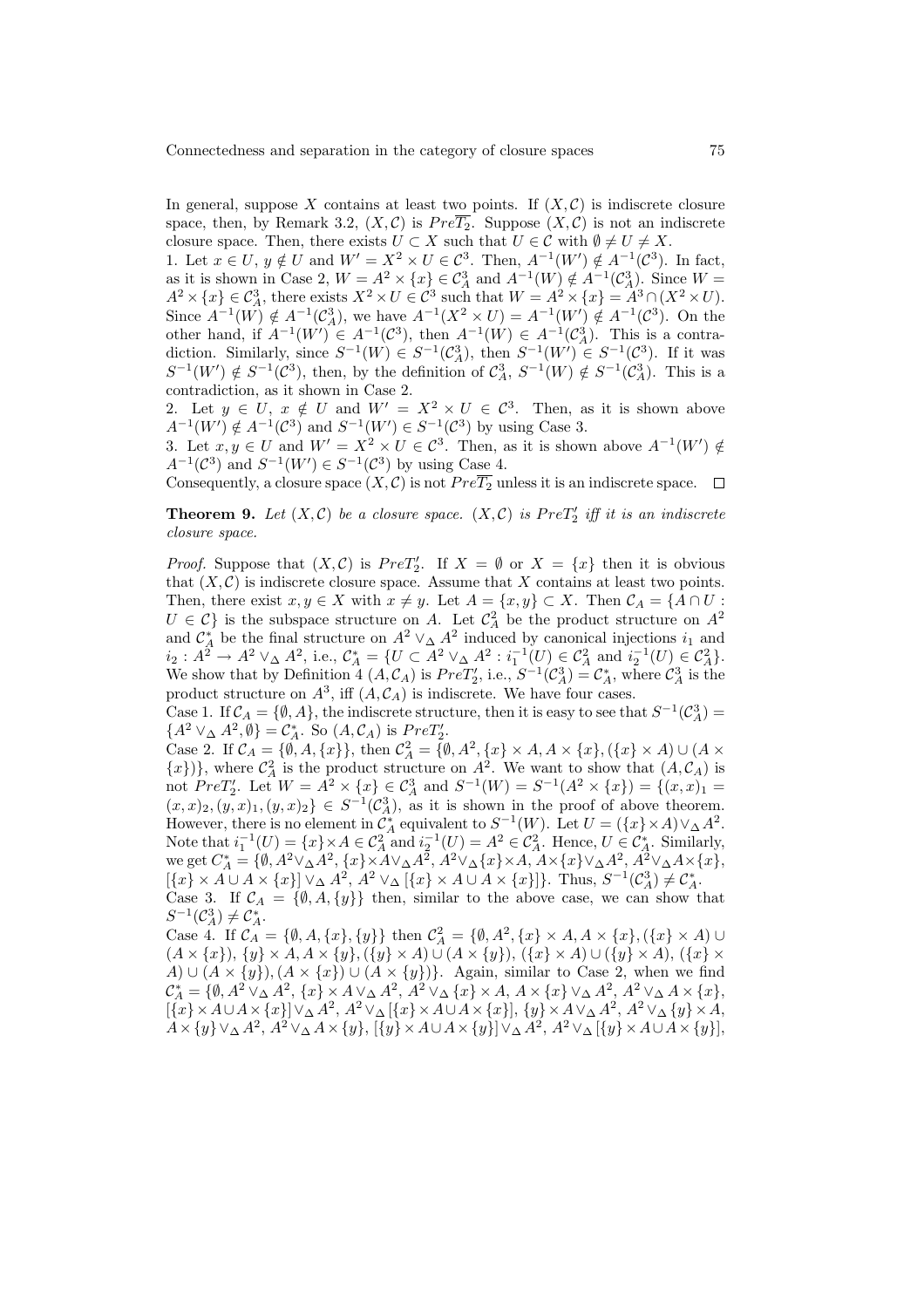In general, suppose $X$ contains at least two points. If $(X, \mathcal{C})$ is indiscrete closure space, then, by Remark 3.2, $(X, \mathcal{C})$ is $Pre\overline{T_2}$. Suppose $(X, \mathcal{C})$ is not an indiscrete closure space. Then, there exists $U \subset X$ such that $U \in \mathcal{C}$ with $\emptyset \neq U \neq X$.

1. Let $x \in U$, $y \notin U$ and $W' = X^2 \times U \in \mathcal{C}^3$. Then, $A^{-1}(W') \notin A^{-1}(\mathcal{C}^3)$. In fact, as it is shown in Case 2, $W = A^2 \times \{x\} \in \mathcal{C}_A^3$ and $A^{-1}(W) \notin A^{-1}(\mathcal{C}_A^3)$. Since $W = A^2 \times \{x\} \in \mathcal{C}_A^3$, there exists $X^2 \times U \in \mathcal{C}^3$ such that $W = A^2 \times \{x\} = A^3 \cap (X^2 \times U)$. Since $A^{-1}(W) \notin A^{-1}(\mathcal{C}_A^3)$, we have $A^{-1}(X^2 \times U) = A^{-1}(W') \notin A^{-1}(\mathcal{C}^3)$. On the other hand, if $A^{-1}(W') \in A^{-1}(\mathcal{C}^3)$, then $A^{-1}(W) \in A^{-1}(\mathcal{C}_A^3)$. This is a contradiction. Similarly, since $S^{-1}(W) \in S^{-1}(\mathcal{C}_A^3)$, then $S^{-1}(W') \in S^{-1}(\mathcal{C}^3)$. If it was $S^{-1}(W') \notin S^{-1}(\mathcal{C}^3)$, then, by the definition of $\mathcal{C}_A^3$, $S^{-1}(W) \notin S^{-1}(\mathcal{C}_A^3)$. This is a contradiction, as it shown in Case 2.
2. Let $y \in U$, $x \notin U$ and $W' = X^2 \times U \in \mathcal{C}^3$. Then, as it is shown above $A^{-1}(W') \notin A^{-1}(\mathcal{C}^3)$ and $S^{-1}(W') \in S^{-1}(\mathcal{C}^3)$ by using Case 3.
3. Let $x, y \in U$ and $W' = X^2 \times U \in \mathcal{C}^3$. Then, as it is shown above $A^{-1}(W') \notin A^{-1}(\mathcal{C}^3)$ and $S^{-1}(W') \in S^{-1}(\mathcal{C}^3)$ by using Case 4.

Consequently, a closure space $(X, \mathcal{C})$ is not $Pre\overline{T_2}$ unless it is an indiscrete space. □

**Theorem 9.** *Let $(X, \mathcal{C})$ be a closure space. $(X, \mathcal{C})$ is $PreT_2'$ iff it is an indiscrete closure space.*

*Proof.* Suppose that $(X, \mathcal{C})$ is $PreT_2'$. If $X = \emptyset$ or $X = \{x\}$ then it is obvious that $(X, \mathcal{C})$ is indiscrete closure space. Assume that $X$ contains at least two points. Then, there exist $x, y \in X$ with $x \neq y$. Let $A = \{x, y\} \subset X$. Then $\mathcal{C}_A = \{A \cap U : U \in \mathcal{C}\}$ is the subspace structure on $A$. Let $\mathcal{C}_A^2$ be the product structure on $A^2$ and $\mathcal{C}_A^*$ be the final structure on $A^2 \vee_\Delta A^2$ induced by canonical injections $i_1$ and $i_2 : A^2 \to A^2 \vee_\Delta A^2$, i.e., $\mathcal{C}_A^* = \{U \subset A^2 \vee_\Delta A^2 : i_1^{-1}(U) \in \mathcal{C}_A^2 \text{ and } i_2^{-1}(U) \in \mathcal{C}_A^2\}$. We show that by Definition 4 $(A, \mathcal{C}_A)$ is $PreT_2'$, i.e., $S^{-1}(\mathcal{C}_A^3) = \mathcal{C}_A^*$, where $\mathcal{C}_A^3$ is the product structure on $A^3$, iff $(A, \mathcal{C}_A)$ is indiscrete. We have four cases.

Case 1. If $\mathcal{C}_A = \{\emptyset, A\}$, the indiscrete closure structure, then it is easy to see that $S^{-1}(\mathcal{C}_A^3) = \{A^2 \vee_\Delta A^2, \emptyset\} = \mathcal{C}_A^*$. So $(A, \mathcal{C}_A)$ is $PreT_2'$.

Case 2. If $\mathcal{C}_A = \{\emptyset, A, \{x\}\}$, then $\mathcal{C}_A^2 = \{\emptyset, A^2, \{x\} \times A, A \times \{x\}, (\{x\} \times A) \cup (A \times \{x\})\}$, where $\mathcal{C}_A^2$ is the product structure on $A^2$. We want to show that $(A, \mathcal{C}_A)$ is not $PreT_2'$. Let $W = A^2 \times \{x\} \in \mathcal{C}_A^3$ and $S^{-1}(W) = S^{-1}(A^2 \times \{x\}) = \{(x,x)_1 = (x,x)_2, (y,x)_1, (y,x)_2\} \in S^{-1}(\mathcal{C}_A^3)$, as it is shown in the proof of above theorem. However, there is no element in $\mathcal{C}_A^*$ equivalent to $S^{-1}(W)$. Let $U = (\{x\} \times A) \vee_\Delta A^2$. Note that $i_1^{-1}(U) = \{x\} \times A \in \mathcal{C}_A^2$ and $i_2^{-1}(U) = A^2 \in \mathcal{C}_A^2$. Hence, $U \in \mathcal{C}_A^*$. Similarly, we get $C_A^* = \{\emptyset, A^2 \vee_\Delta A^2, \{x\} \times A \vee_\Delta A^2, A^2 \vee_\Delta \{x\} \times A, A \times \{x\} \vee_\Delta A^2, A^2 \vee_\Delta A \times \{x\}, [\{x\} \times A \cup A \times \{x\}] \vee_\Delta A^2, A^2 \vee_\Delta [\{x\} \times A \cup A \times \{x\}]\}$. Thus, $S^{-1}(\mathcal{C}_A^3) \neq \mathcal{C}_A^*$.

Case 3. If $\mathcal{C}_A = \{\emptyset, A, \{y\}\}$ then, similar to the above case, we can show that $S^{-1}(\mathcal{C}_A^3) \neq \mathcal{C}_A^*$.

Case 4. If $\mathcal{C}_A = \{\emptyset, A, \{x\}, \{y\}\}$ then $\mathcal{C}_A^2 = \{\emptyset, A^2, \{x\} \times A, A \times \{x\}, (\{x\} \times A) \cup (A \times \{x\}), \{y\} \times A, A \times \{y\}, (\{y\} \times A) \cup (A \times \{y\}), (\{x\} \times A) \cup (\{y\} \times A), (\{x\} \times A) \cup (A \times \{y\}), (A \times \{x\}) \cup (A \times \{y\})\}$. Again, similar to Case 2, when we find $\mathcal{C}_A^* = \{\emptyset, A^2 \vee_\Delta A^2, \{x\} \times A \vee_\Delta A^2, A^2 \vee_\Delta \{x\} \times A, A \times \{x\} \vee_\Delta A^2, A^2 \vee_\Delta A \times \{x\}, [\{x\} \times A \cup A \times \{x\}] \vee_\Delta A^2, A^2 \vee_\Delta [\{x\} \times A \cup A \times \{x\}], \{y\} \times A \vee_\Delta A^2, A^2 \vee_\Delta \{y\} \times A, A \times \{y\} \vee_\Delta A^2, A^2 \vee_\Delta A \times \{y\}, [\{y\} \times A \cup A \times \{y\}] \vee_\Delta A^2, A^2 \vee_\Delta [\{y\} \times A \cup A \times \{y\}],$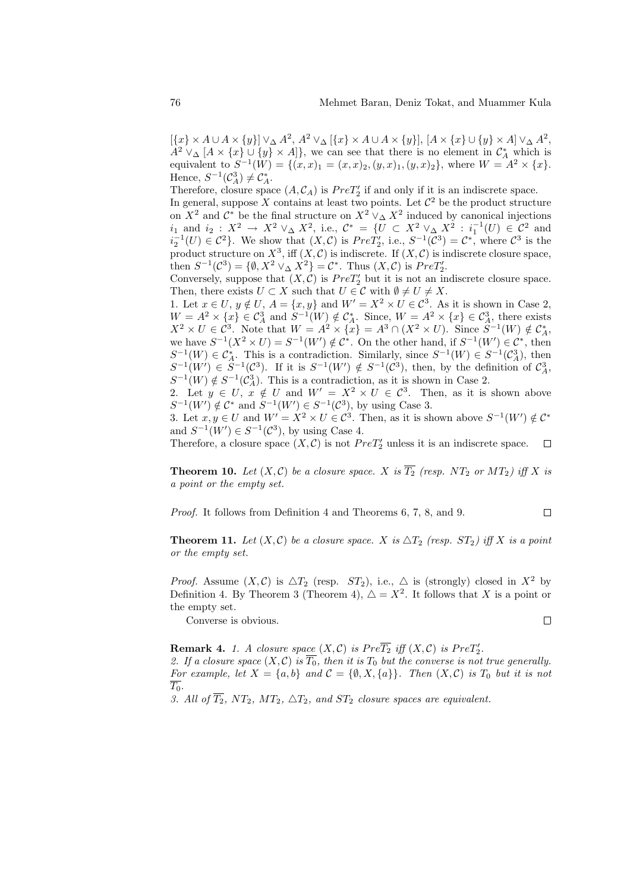$[\{x\} \times A \cup A \times \{y\}] \vee_\Delta A^2$, $A^2 \vee_\Delta [\{x\} \times A \cup A \times \{y\}]$, $[A \times \{x\} \cup \{y\} \times A] \vee_\Delta A^2$, $A^2 \vee_\Delta [A \times \{x\} \cup \{y\} \times A]\}$, we can see that there is no element in $\mathcal{C}_A^*$ which is equivalent to $S^{-1}(W) = \{(x,x)_1 = (x,x)_2, (y,x)_1, (y,x)_2\}$, where $W = A^2 \times \{x\}$. Hence, $S^{-1}(\mathcal{C}_A^3) \neq \mathcal{C}_A^*$.

Therefore, closure space $(A, \mathcal{C}_A)$ is $PreT_2'$ if and only if it is an indiscrete space.

In general, suppose $X$ contains at least two points. Let $\mathcal{C}^2$ be the product structure on $X^2$ and $\mathcal{C}^*$ be the final structure on $X^2 \vee_\Delta X^2$ induced by canonical injections $i_1$ and $i_2 : X^2 \to X^2 \vee_\Delta X^2$, i.e., $\mathcal{C}^* = \{U \subset X^2 \vee_\Delta X^2 : i_1^{-1}(U) \in \mathcal{C}^2$ and $i_2^{-1}(U) \in \mathcal{C}^2\}$. We show that $(X, \mathcal{C})$ is $PreT_2'$, i.e., $S^{-1}(\mathcal{C}^3) = \mathcal{C}^*$, where $\mathcal{C}^3$ is the product structure on $X^3$, iff $(X, \mathcal{C})$ is indiscrete. If $(X, \mathcal{C})$ is indiscrete closure space, then $S^{-1}(\mathcal{C}^3) = \{\emptyset, X^2 \vee_\Delta X^2\} = \mathcal{C}^*$. Thus $(X, \mathcal{C})$ is $PreT_2'$.

Conversely, suppose that $(X, \mathcal{C})$ is $PreT_2'$ but it is not an indiscrete closure space. Then, there exists $U \subset X$ such that $U \in \mathcal{C}$ with $\emptyset \neq U \neq X$.

1. Let $x \in U$, $y \notin U$, $A = \{x, y\}$ and $W' = X^2 \times U \in \mathcal{C}^3$. As it is shown in Case 2, $W = A^2 \times \{x\} \in \mathcal{C}_A^3$ and $S^{-1}(W) \notin \mathcal{C}_A^*$. Since, $W = A^2 \times \{x\} \in \mathcal{C}_A^3$, there exists $X^2 \times U \in \mathcal{C}^3$. Note that $W = A^2 \times \{x\} = A^3 \cap (X^2 \times U)$. Since $S^{-1}(W) \notin \mathcal{C}_A^*$, we have $S^{-1}(X^2 \times U) = S^{-1}(W') \notin \mathcal{C}^*$. On the other hand, if $S^{-1}(W') \in \mathcal{C}^*$, then $S^{-1}(W) \in \mathcal{C}_A^*$. This is a contradiction. Similarly, since $S^{-1}(W) \in S^{-1}(\mathcal{C}_A^3)$, then $S^{-1}(W') \in S^{-1}(\mathcal{C}^3)$. If it is $S^{-1}(W') \notin S^{-1}(\mathcal{C}^3)$, then, by the definition of $\mathcal{C}_A^3$, $S^{-1}(W) \notin S^{-1}(\mathcal{C}_A^3)$. This is a contradiction, as it is shown in Case 2.
2. Let $y \in U$, $x \notin U$ and $W' = X^2 \times U \in \mathcal{C}^3$. Then, as it is shown above $S^{-1}(W') \notin \mathcal{C}^*$ and $S^{-1}(W') \in S^{-1}(\mathcal{C}^3)$, by using Case 3.
3. Let $x, y \in U$ and $W' = X^2 \times U \in \mathcal{C}^3$. Then, as it is shown above $S^{-1}(W') \notin \mathcal{C}^*$ and $S^{-1}(W') \in S^{-1}(\mathcal{C}^3)$, by using Case 4.

Therefore, a closure space $(X, \mathcal{C})$ is not $PreT_2'$ unless it is an indiscrete space. $\square$

**Theorem 10.** *Let $(X, \mathcal{C})$ be a closure space. $X$ is $\overline{T_2}$ (resp. $NT_2$ or $MT_2$) iff $X$ is a point or the empty set.*

*Proof.* It follows from Definition 4 and Theorems 6, 7, 8, and 9. $\square$

**Theorem 11.** *Let $(X, \mathcal{C})$ be a closure space. $X$ is $\triangle T_2$ (resp. $ST_2$) iff $X$ is a point or the empty set.*

*Proof.* Assume $(X, \mathcal{C})$ is $\triangle T_2$ (resp. $ST_2$), i.e., $\triangle$ is (strongly) closed in $X^2$ by Definition 4. By Theorem 3 (Theorem 4), $\triangle = X^2$. It follows that $X$ is a point or the empty set.

Converse is obvious. $\square$

**Remark 4.** *1. A closure space $(X, \mathcal{C})$ is $Pre\overline{T_2}$ iff $(X, \mathcal{C})$ is $PreT_2'$.*
*2. If a closure space $(X, \mathcal{C})$ is $\overline{T_0}$, then it is $T_0$ but the converse is not true generally. For example, let $X = \{a, b\}$ and $\mathcal{C} = \{\emptyset, X, \{a\}\}$. Then $(X, \mathcal{C})$ is $T_0$ but it is not $\overline{T_0}$.*
*3. All of $\overline{T_2}$, $NT_2$, $MT_2$, $\triangle T_2$, and $ST_2$ closure spaces are equivalent.*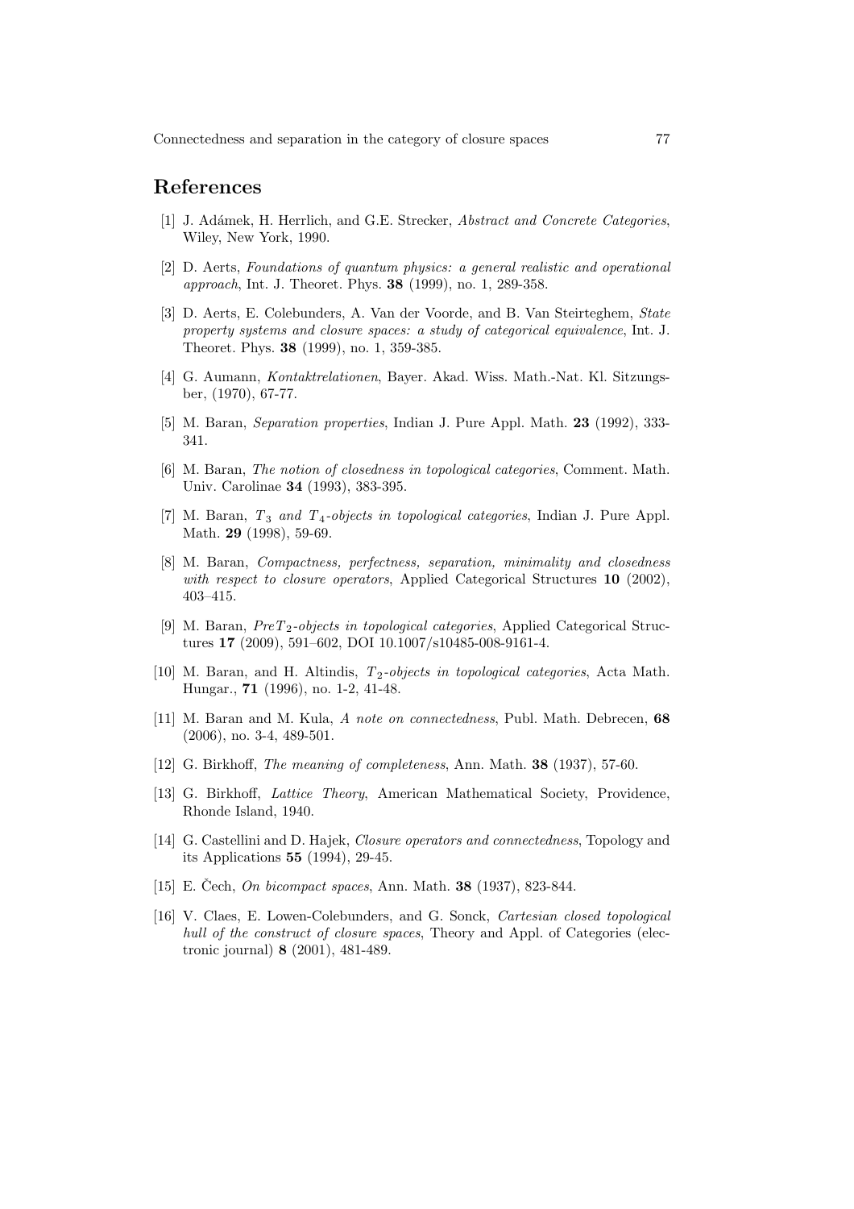## References

[1] J. Adámek, H. Herrlich, and G.E. Strecker, *Abstract and Concrete Categories*, Wiley, New York, 1990.

[2] D. Aerts, *Foundations of quantum physics: a general realistic and operational approach*, Int. J. Theoret. Phys. **38** (1999), no. 1, 289-358.

[3] D. Aerts, E. Colebunders, A. Van der Voorde, and B. Van Steirteghem, *State property systems and closure spaces: a study of categorical equivalence*, Int. J. Theoret. Phys. **38** (1999), no. 1, 359-385.

[4] G. Aumann, *Kontaktrelationen*, Bayer. Akad. Wiss. Math.-Nat. Kl. Sitzungsber, (1970), 67-77.

[5] M. Baran, *Separation properties*, Indian J. Pure Appl. Math. **23** (1992), 333-341.

[6] M. Baran, *The notion of closedness in topological categories*, Comment. Math. Univ. Carolinae **34** (1993), 383-395.

[7] M. Baran, *$T_3$ and $T_4$-objects in topological categories*, Indian J. Pure Appl. Math. **29** (1998), 59-69.

[8] M. Baran, *Compactness, perfectness, separation, minimality and closedness with respect to closure operators*, Applied Categorical Structures **10** (2002), 403–415.

[9] M. Baran, *$PreT_2$-objects in topological categories*, Applied Categorical Structures **17** (2009), 591–602, DOI 10.1007/s10485-008-9161-4.

[10] M. Baran, and H. Altindis, *$T_2$-objects in topological categories*, Acta Math. Hungar., **71** (1996), no. 1-2, 41-48.

[11] M. Baran and M. Kula, *A note on connectedness*, Publ. Math. Debrecen, **68** (2006), no. 3-4, 489-501.

[12] G. Birkhoff, *The meaning of completeness*, Ann. Math. **38** (1937), 57-60.

[13] G. Birkhoff, *Lattice Theory*, American Mathematical Society, Providence, Rhonde Island, 1940.

[14] G. Castellini and D. Hajek, *Closure operators and connectedness*, Topology and its Applications **55** (1994), 29-45.

[15] E. Čech, *On bicompact spaces*, Ann. Math. **38** (1937), 823-844.

[16] V. Claes, E. Lowen-Colebunders, and G. Sonck, *Cartesian closed topological hull of the construct of closure spaces*, Theory and Appl. of Categories (electronic journal) **8** (2001), 481-489.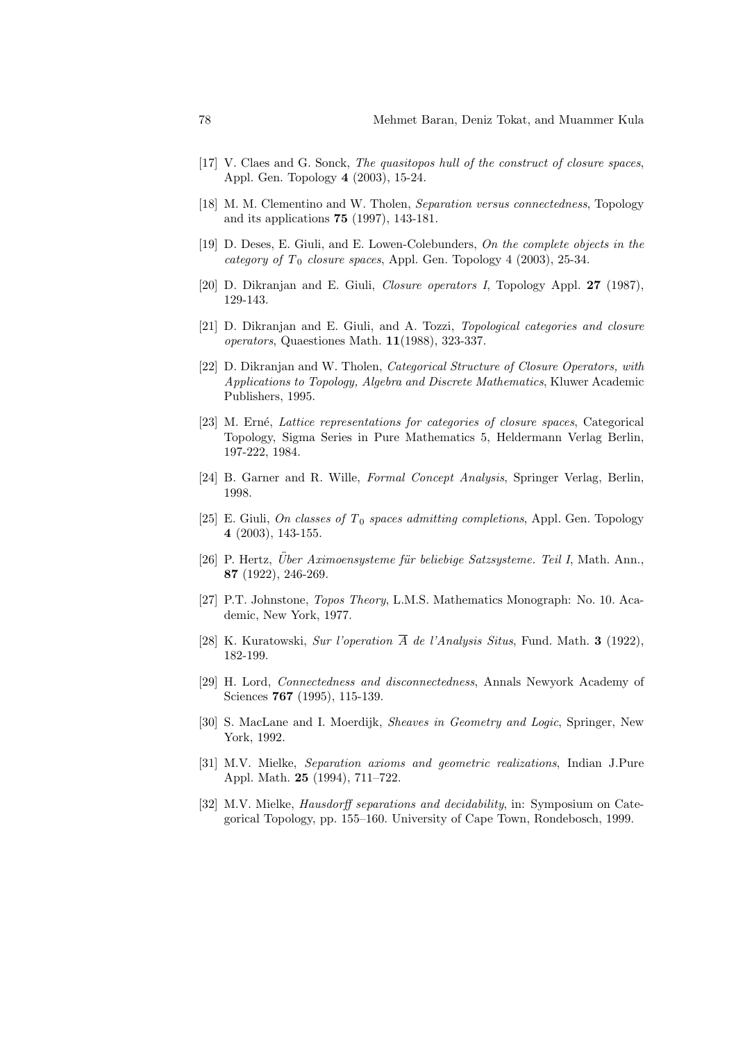[17] V. Claes and G. Sonck, *The quasitopos hull of the construct of closure spaces*, Appl. Gen. Topology **4** (2003), 15-24.

[18] M. M. Clementino and W. Tholen, *Separation versus connectedness*, Topology and its applications **75** (1997), 143-181.

[19] D. Deses, E. Giuli, and E. Lowen-Colebunders, *On the complete objects in the category of $T_0$ closure spaces*, Appl. Gen. Topology 4 (2003), 25-34.

[20] D. Dikranjan and E. Giuli, *Closure operators I*, Topology Appl. **27** (1987), 129-143.

[21] D. Dikranjan and E. Giuli, and A. Tozzi, *Topological categories and closure operators*, Quaestiones Math. **11**(1988), 323-337.

[22] D. Dikranjan and W. Tholen, *Categorical Structure of Closure Operators, with Applications to Topology, Algebra and Discrete Mathematics*, Kluwer Academic Publishers, 1995.

[23] M. Erné, *Lattice representations for categories of closure spaces*, Categorical Topology, Sigma Series in Pure Mathematics 5, Heldermann Verlag Berlin, 197-222, 1984.

[24] B. Garner and R. Wille, *Formal Concept Analysis*, Springer Verlag, Berlin, 1998.

[25] E. Giuli, *On classes of $T_0$ spaces admitting completions*, Appl. Gen. Topology **4** (2003), 143-155.

[26] P. Hertz, *Über Aximoensysteme für beliebige Satzsysteme. Teil I*, Math. Ann., **87** (1922), 246-269.

[27] P.T. Johnstone, *Topos Theory*, L.M.S. Mathematics Monograph: No. 10. Academic, New York, 1977.

[28] K. Kuratowski, *Sur l'operation $\overline{A}$ de l'Analysis Situs*, Fund. Math. **3** (1922), 182-199.

[29] H. Lord, *Connectedness and disconnectedness*, Annals Newyork Academy of Sciences **767** (1995), 115-139.

[30] S. MacLane and I. Moerdijk, *Sheaves in Geometry and Logic*, Springer, New York, 1992.

[31] M.V. Mielke, *Separation axioms and geometric realizations*, Indian J.Pure Appl. Math. **25** (1994), 711–722.

[32] M.V. Mielke, *Hausdorff separations and decidability*, in: Symposium on Categorical Topology, pp. 155–160. University of Cape Town, Rondebosch, 1999.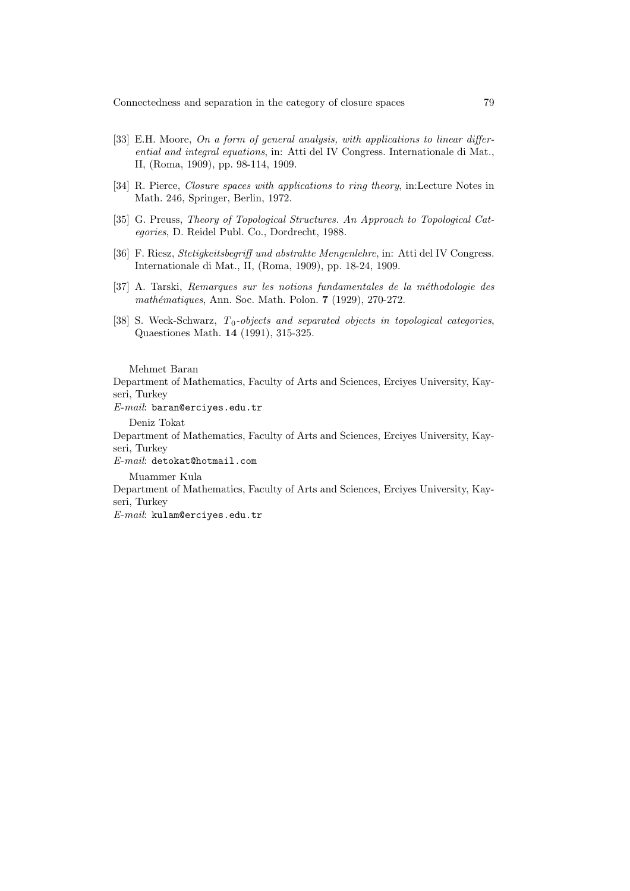[33] E.H. Moore, *On a form of general analysis, with applications to linear differential and integral equations*, in: Atti del IV Congress. Internationale di Mat., II, (Roma, 1909), pp. 98-114, 1909.

[34] R. Pierce, *Closure spaces with applications to ring theory*, in:Lecture Notes in Math. 246, Springer, Berlin, 1972.

[35] G. Preuss, *Theory of Topological Structures. An Approach to Topological Categories*, D. Reidel Publ. Co., Dordrecht, 1988.

[36] F. Riesz, *Stetigkeitsbegriff und abstrakte Mengenlehre*, in: Atti del IV Congress. Internationale di Mat., II, (Roma, 1909), pp. 18-24, 1909.

[37] A. Tarski, *Remarques sur les notions fundamentales de la méthodologie des mathématiques*, Ann. Soc. Math. Polon. **7** (1929), 270-272.

[38] S. Weck-Schwarz, *$T_0$-objects and separated objects in topological categories*, Quaestiones Math. **14** (1991), 315-325.

Mehmet Baran
Department of Mathematics, Faculty of Arts and Sciences, Erciyes University, Kayseri, Turkey
*E-mail*: `baran@erciyes.edu.tr`

Deniz Tokat
Department of Mathematics, Faculty of Arts and Sciences, Erciyes University, Kayseri, Turkey
*E-mail*: `detokat@hotmail.com`

Muammer Kula
Department of Mathematics, Faculty of Arts and Sciences, Erciyes University, Kayseri, Turkey
*E-mail*: `kulam@erciyes.edu.tr`